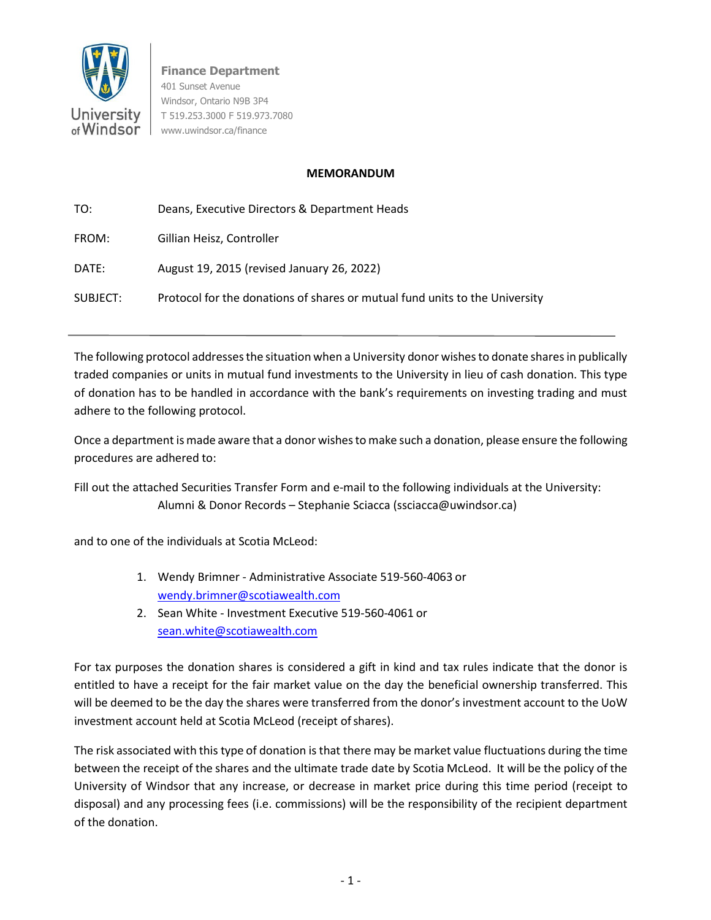**Finance Department**
401 Sunset Avenue
Windsor, Ontario N9B 3P4
T 519.253.3000 F 519.973.7080
www.uwindsor.ca/finance

# MEMORANDUM

| | |
|---|---|
| TO: | Deans, Executive Directors & Department Heads |
| FROM: | Gillian Heisz, Controller |
| DATE: | August 19, 2015 (revised January 26, 2022) |
| SUBJECT: | Protocol for the donations of shares or mutual fund units to the University |

---

The following protocol addresses the situation when a University donor wishes to donate shares in publically traded companies or units in mutual fund investments to the University in lieu of cash donation. This type of donation has to be handled in accordance with the bank's requirements on investing trading and must adhere to the following protocol.

Once a department is made aware that a donor wishes to make such a donation, please ensure the following procedures are adhered to:

Fill out the attached Securities Transfer Form and e-mail to the following individuals at the University:

Alumni & Donor Records – Stephanie Sciacca (ssciacca@uwindsor.ca)

and to one of the individuals at Scotia McLeod:

1. Wendy Brimner - Administrative Associate 519-560-4063 or wendy.brimner@scotiawealth.com
2. Sean White - Investment Executive 519-560-4061 or sean.white@scotiawealth.com

For tax purposes the donation shares is considered a gift in kind and tax rules indicate that the donor is entitled to have a receipt for the fair market value on the day the beneficial ownership transferred. This will be deemed to be the day the shares were transferred from the donor's investment account to the UoW investment account held at Scotia McLeod (receipt of shares).

The risk associated with this type of donation is that there may be market value fluctuations during the time between the receipt of the shares and the ultimate trade date by Scotia McLeod. It will be the policy of the University of Windsor that any increase, or decrease in market price during this time period (receipt to disposal) and any processing fees (i.e. commissions) will be the responsibility of the recipient department of the donation.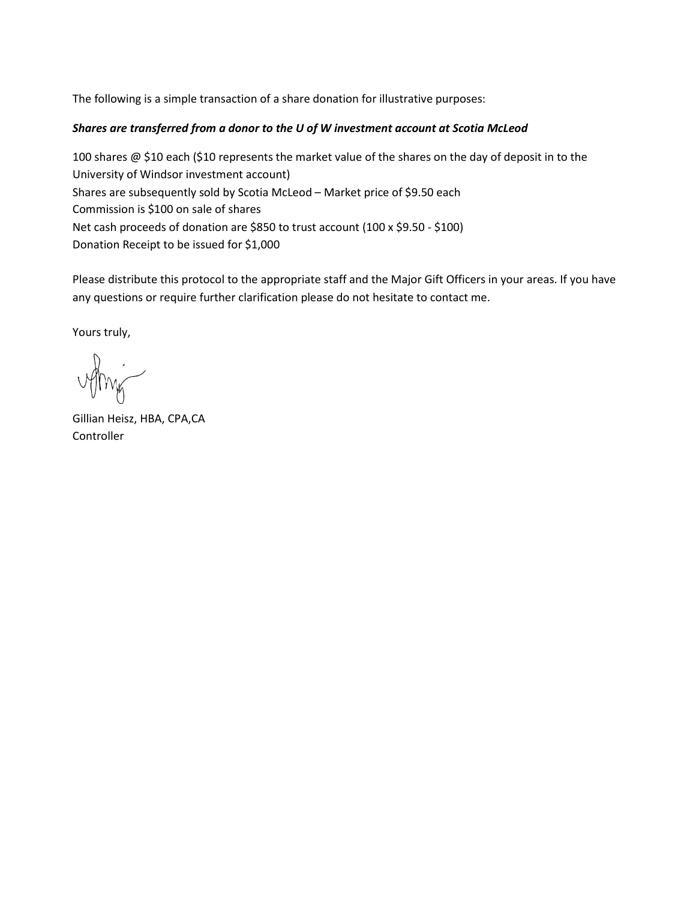The following is a simple transaction of a share donation for illustrative purposes:

***Shares are transferred from a donor to the U of W investment account at Scotia McLeod***

100 shares @ $10 each ($10 represents the market value of the shares on the day of deposit in to the University of Windsor investment account)
Shares are subsequently sold by Scotia McLeod – Market price of $9.50 each
Commission is $100 on sale of shares
Net cash proceeds of donation are $850 to trust account (100 x $9.50 - $100)
Donation Receipt to be issued for $1,000

Please distribute this protocol to the appropriate staff and the Major Gift Officers in your areas. If you have any questions or require further clarification please do not hesitate to contact me.

Yours truly,

Gillian Heisz, HBA, CPA,CA
Controller